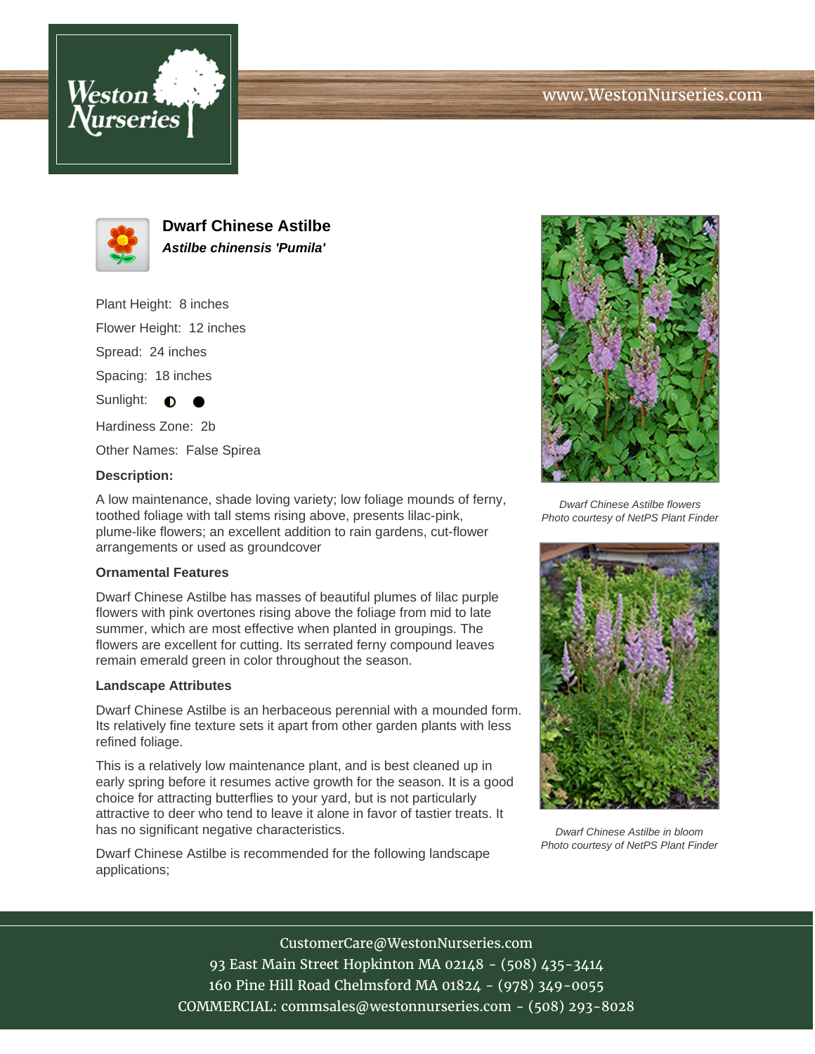# Dwarf Chinese Astilbe

***Astilbe chinensis 'Pumila'***

Plant Height: 8 inches

Flower Height: 12 inches

Spread: 24 inches

Spacing: 18 inches

Sunlight: ◐ ●

Hardiness Zone: 2b

Other Names: False Spirea

**Description:**

A low maintenance, shade loving variety; low foliage mounds of ferny, toothed foliage with tall stems rising above, presents lilac-pink, plume-like flowers; an excellent addition to rain gardens, cut-flower arrangements or used as groundcover

### Ornamental Features

Dwarf Chinese Astilbe has masses of beautiful plumes of lilac purple flowers with pink overtones rising above the foliage from mid to late summer, which are most effective when planted in groupings. The flowers are excellent for cutting. Its serrated ferny compound leaves remain emerald green in color throughout the season.

### Landscape Attributes

Dwarf Chinese Astilbe is an herbaceous perennial with a mounded form. Its relatively fine texture sets it apart from other garden plants with less refined foliage.

This is a relatively low maintenance plant, and is best cleaned up in early spring before it resumes active growth for the season. It is a good choice for attracting butterflies to your yard, but is not particularly attractive to deer who tend to leave it alone in favor of tastier treats. It has no significant negative characteristics.

Dwarf Chinese Astilbe is recommended for the following landscape applications;

*Dwarf Chinese Astilbe flowers*
*Photo courtesy of NetPS Plant Finder*

*Dwarf Chinese Astilbe in bloom*
*Photo courtesy of NetPS Plant Finder*

CustomerCare@WestonNurseries.com
93 East Main Street Hopkinton MA 02148 - (508) 435-3414
160 Pine Hill Road Chelmsford MA 01824 - (978) 349-0055
COMMERCIAL: commsales@westonnurseries.com - (508) 293-8028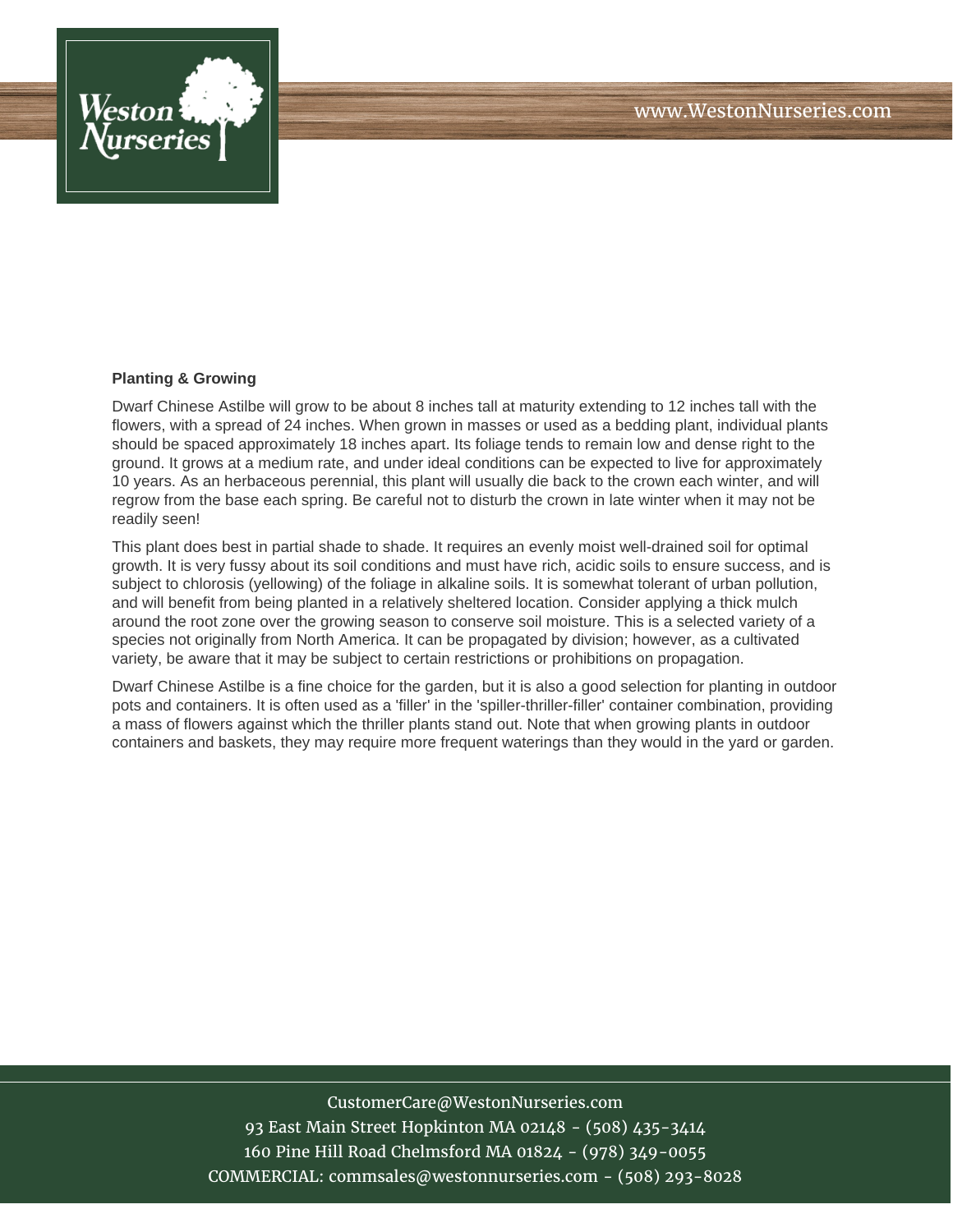**Planting & Growing**

Dwarf Chinese Astilbe will grow to be about 8 inches tall at maturity extending to 12 inches tall with the flowers, with a spread of 24 inches. When grown in masses or used as a bedding plant, individual plants should be spaced approximately 18 inches apart. Its foliage tends to remain low and dense right to the ground. It grows at a medium rate, and under ideal conditions can be expected to live for approximately 10 years. As an herbaceous perennial, this plant will usually die back to the crown each winter, and will regrow from the base each spring. Be careful not to disturb the crown in late winter when it may not be readily seen!

This plant does best in partial shade to shade. It requires an evenly moist well-drained soil for optimal growth. It is very fussy about its soil conditions and must have rich, acidic soils to ensure success, and is subject to chlorosis (yellowing) of the foliage in alkaline soils. It is somewhat tolerant of urban pollution, and will benefit from being planted in a relatively sheltered location. Consider applying a thick mulch around the root zone over the growing season to conserve soil moisture. This is a selected variety of a species not originally from North America. It can be propagated by division; however, as a cultivated variety, be aware that it may be subject to certain restrictions or prohibitions on propagation.

Dwarf Chinese Astilbe is a fine choice for the garden, but it is also a good selection for planting in outdoor pots and containers. It is often used as a 'filler' in the 'spiller-thriller-filler' container combination, providing a mass of flowers against which the thriller plants stand out. Note that when growing plants in outdoor containers and baskets, they may require more frequent waterings than they would in the yard or garden.